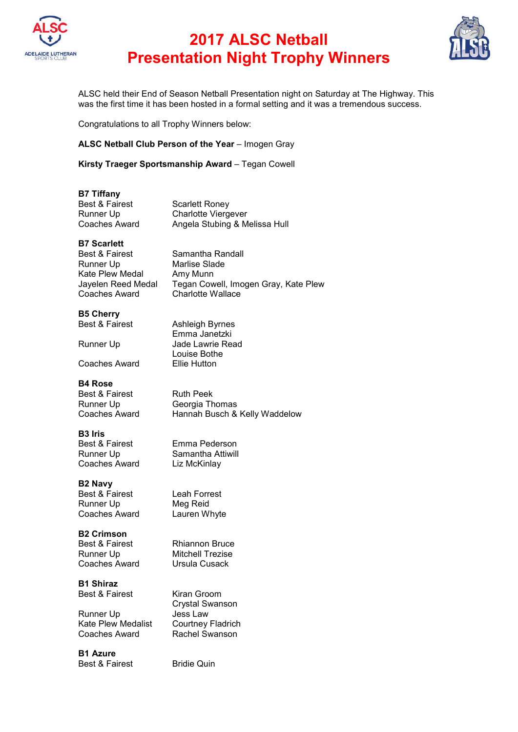# 2017 ALSC Netball Presentation Night Trophy Winners

ALSC held their End of Season Netball Presentation night on Saturday at The Highway. This was the first time it has been hosted in a formal setting and it was a tremendous success.

Congratulations to all Trophy Winners below:

**ALSC Netball Club Person of the Year** – Imogen Gray

**Kirsty Traeger Sportsmanship Award** – Tegan Cowell

**B7 Tiffany**

| | |
|---|---|
| Best & Fairest | Scarlett Roney |
| Runner Up | Charlotte Viergever |
| Coaches Award | Angela Stubing & Melissa Hull |

**B7 Scarlett**

| | |
|---|---|
| Best & Fairest | Samantha Randall |
| Runner Up | Marlise Slade |
| Kate Plew Medal | Amy Munn |
| Jayelen Reed Medal | Tegan Cowell, Imogen Gray, Kate Plew |
| Coaches Award | Charlotte Wallace |

**B5 Cherry**

| | |
|---|---|
| Best & Fairest | Ashleigh Byrnes<br>Emma Janetzki |
| Runner Up | Jade Lawrie Read<br>Louise Bothe |
| Coaches Award | Ellie Hutton |

**B4 Rose**

| | |
|---|---|
| Best & Fairest | Ruth Peek |
| Runner Up | Georgia Thomas |
| Coaches Award | Hannah Busch & Kelly Waddelow |

**B3 Iris**

| | |
|---|---|
| Best & Fairest | Emma Pederson |
| Runner Up | Samantha Attiwill |
| Coaches Award | Liz McKinlay |

**B2 Navy**

| | |
|---|---|
| Best & Fairest | Leah Forrest |
| Runner Up | Meg Reid |
| Coaches Award | Lauren Whyte |

**B2 Crimson**

| | |
|---|---|
| Best & Fairest | Rhiannon Bruce |
| Runner Up | Mitchell Trezise |
| Coaches Award | Ursula Cusack |

**B1 Shiraz**

| | |
|---|---|
| Best & Fairest | Kiran Groom<br>Crystal Swanson |
| Runner Up | Jess Law |
| Kate Plew Medalist | Courtney Fladrich |
| Coaches Award | Rachel Swanson |

**B1 Azure**

| | |
|---|---|
| Best & Fairest | Bridie Quin |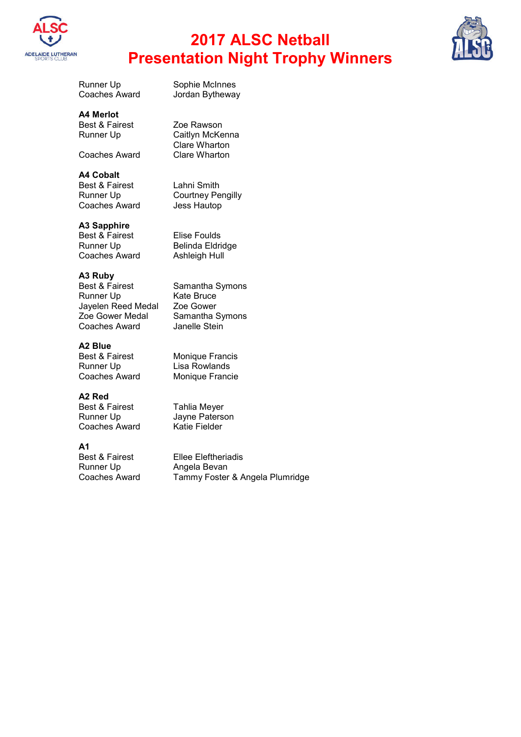# 2017 ALSC Netball Presentation Night Trophy Winners

| | |
|---|---|
| Runner Up | Sophie McInnes |
| Coaches Award | Jordan Bytheway |

**A4 Merlot**

| | |
|---|---|
| Best & Fairest | Zoe Rawson |
| Runner Up | Caitlyn McKenna |
| | Clare Wharton |
| Coaches Award | Clare Wharton |

**A4 Cobalt**

| | |
|---|---|
| Best & Fairest | Lahni Smith |
| Runner Up | Courtney Pengilly |
| Coaches Award | Jess Hautop |

**A3 Sapphire**

| | |
|---|---|
| Best & Fairest | Elise Foulds |
| Runner Up | Belinda Eldridge |
| Coaches Award | Ashleigh Hull |

**A3 Ruby**

| | |
|---|---|
| Best & Fairest | Samantha Symons |
| Runner Up | Kate Bruce |
| Jayelen Reed Medal | Zoe Gower |
| Zoe Gower Medal | Samantha Symons |
| Coaches Award | Janelle Stein |

**A2 Blue**

| | |
|---|---|
| Best & Fairest | Monique Francis |
| Runner Up | Lisa Rowlands |
| Coaches Award | Monique Francie |

**A2 Red**

| | |
|---|---|
| Best & Fairest | Tahlia Meyer |
| Runner Up | Jayne Paterson |
| Coaches Award | Katie Fielder |

**A1**

| | |
|---|---|
| Best & Fairest | Ellee Eleftheriadis |
| Runner Up | Angela Bevan |
| Coaches Award | Tammy Foster & Angela Plumridge |